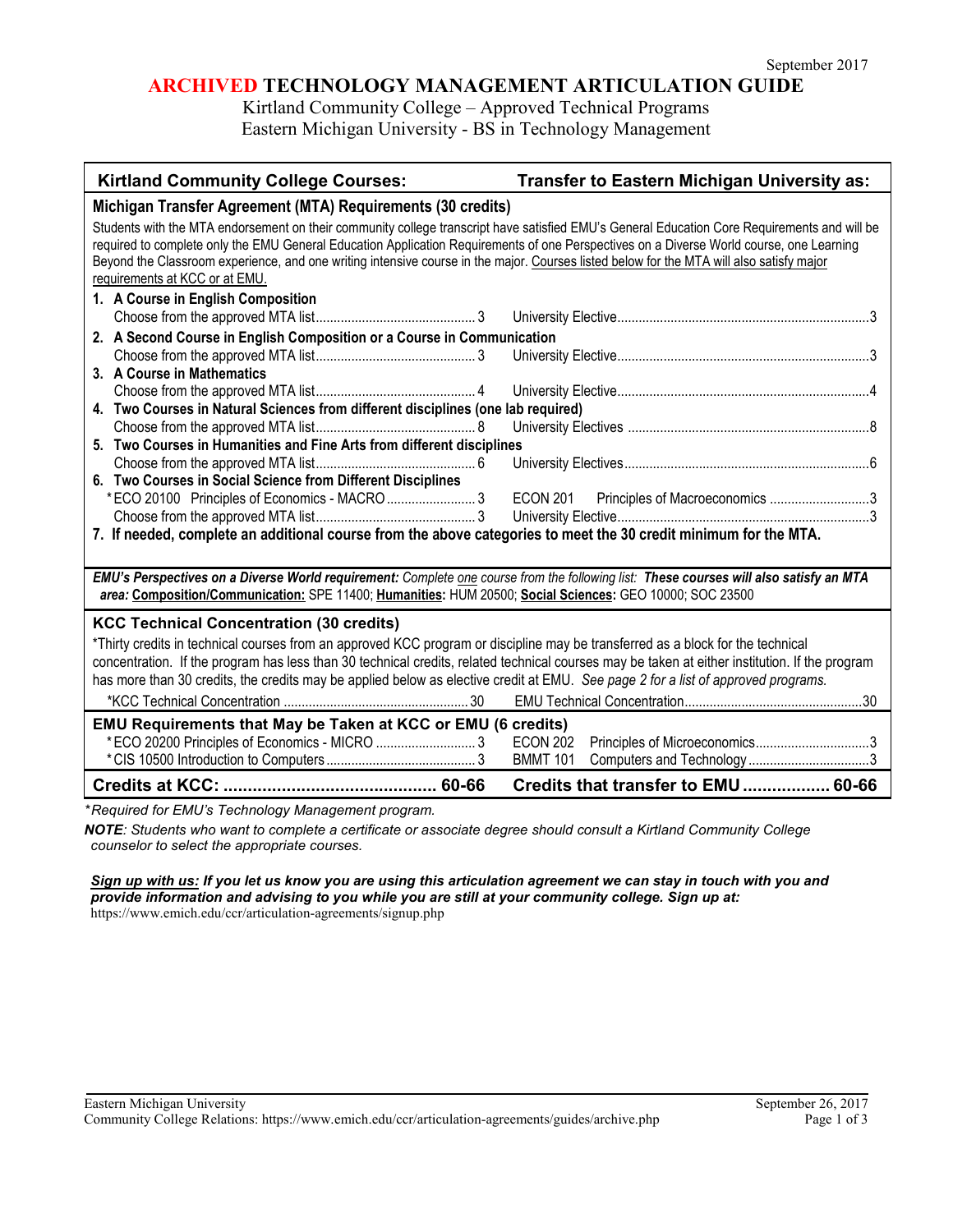September 2017

# ARCHIVED TECHNOLOGY MANAGEMENT ARTICULATION GUIDE

Kirtland Community College – Approved Technical Programs
Eastern Michigan University - BS in Technology Management

| Kirtland Community College Courses: | | Transfer to Eastern Michigan University as: | |
|---|---|---|---|
| **Michigan Transfer Agreement (MTA) Requirements (30 credits)** | | | |
| Students with the MTA endorsement on their community college transcript have satisfied EMU's General Education Core Requirements and will be required to complete only the EMU General Education Application Requirements of one Perspectives on a Diverse World course, one Learning Beyond the Classroom experience, and one writing intensive course in the major. Courses listed below for the MTA will also satisfy major requirements at KCC or at EMU. | | | |
| **1. A Course in English Composition** | | | |
| Choose from the approved MTA list | 3 | University Elective | 3 |
| **2. A Second Course in English Composition or a Course in Communication** | | | |
| Choose from the approved MTA list | 3 | University Elective | 3 |
| **3. A Course in Mathematics** | | | |
| Choose from the approved MTA list | 4 | University Elective | 4 |
| **4. Two Courses in Natural Sciences from different disciplines (one lab required)** | | | |
| Choose from the approved MTA list | 8 | University Electives | 8 |
| **5. Two Courses in Humanities and Fine Arts from different disciplines** | | | |
| Choose from the approved MTA list | 6 | University Electives | 6 |
| **6. Two Courses in Social Science from Different Disciplines** | | | |
| *ECO 20100 Principles of Economics - MACRO | 3 | ECON 201 Principles of Macroeconomics | 3 |
| Choose from the approved MTA list | 3 | University Elective | 3 |
| **7. If needed, complete an additional course from the above categories to meet the 30 credit minimum for the MTA.** | | | |
| ***EMU's Perspectives on a Diverse World requirement:*** *Complete one course from the following list:* ***These courses will also satisfy an MTA area:*** **Composition/Communication:** SPE 11400; **Humanities:** HUM 20500; **Social Sciences:** GEO 10000; SOC 23500 | | | |
| **KCC Technical Concentration (30 credits)** | | | |
| *Thirty credits in technical courses from an approved KCC program or discipline may be transferred as a block for the technical concentration. If the program has less than 30 technical credits, related technical courses may be taken at either institution. If the program has more than 30 credits, the credits may be applied below as elective credit at EMU. *See page 2 for a list of approved programs.* | | | |
| *KCC Technical Concentration | 30 | EMU Technical Concentration | 30 |
| **EMU Requirements that May be Taken at KCC or EMU (6 credits)** | | | |
| *ECO 20200 Principles of Economics - MICRO | 3 | ECON 202 Principles of Microeconomics | 3 |
| *CIS 10500 Introduction to Computers | 3 | BMMT 101 Computers and Technology | 3 |
| **Credits at KCC:** | **60-66** | **Credits that transfer to EMU** | **60-66** |

*\*Required for EMU's Technology Management program.*

***NOTE****: Students who want to complete a certificate or associate degree should consult a Kirtland Community College counselor to select the appropriate courses.*

***Sign up with us:*** ***If you let us know you are using this articulation agreement we can stay in touch with you and provide information and advising to you while you are still at your community college. Sign up at:***
https://www.emich.edu/ccr/articulation-agreements/signup.php

Eastern Michigan University
Community College Relations: https://www.emich.edu/ccr/articulation-agreements/guides/archive.php
September 26, 2017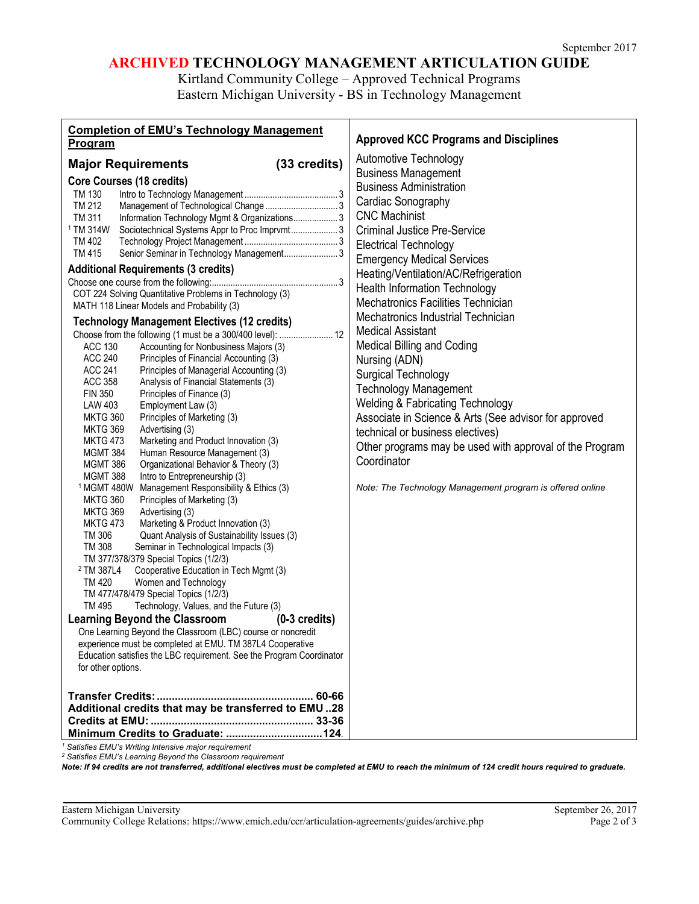September 2017

# ARCHIVED TECHNOLOGY MANAGEMENT ARTICULATION GUIDE

Kirtland Community College – Approved Technical Programs
Eastern Michigan University - BS in Technology Management

## Completion of EMU's Technology Management Program

### Major Requirements (33 credits)

**Core Courses (18 credits)**

| Course | Title | Credits |
|---|---|---|
| TM 130 | Intro to Technology Management | 3 |
| TM 212 | Management of Technological Change | 3 |
| TM 311 | Information Technology Mgmt & Organizations | 3 |
| [1] TM 314W | Sociotechnical Systems Appr to Proc Imprvmt | 3 |
| TM 402 | Technology Project Management | 3 |
| TM 415 | Senior Seminar in Technology Management | 3 |

**Additional Requirements (3 credits)**

Choose one course from the following: ..... 3
- COT 224 Solving Quantitative Problems in Technology (3)
- MATH 118 Linear Models and Probability (3)

**Technology Management Electives (12 credits)**

Choose from the following (1 must be a 300/400 level): ..... 12

- ACC 130 Accounting for Nonbusiness Majors (3)
- ACC 240 Principles of Financial Accounting (3)
- ACC 241 Principles of Managerial Accounting (3)
- ACC 358 Analysis of Financial Statements (3)
- FIN 350 Principles of Finance (3)
- LAW 403 Employment Law (3)
- MKTG 360 Principles of Marketing (3)
- MKTG 369 Advertising (3)
- MKTG 473 Marketing and Product Innovation (3)
- MGMT 384 Human Resource Management (3)
- MGMT 386 Organizational Behavior & Theory (3)
- MGMT 388 Intro to Entrepreneurship (3)
- [1] MGMT 480W Management Responsibility & Ethics (3)
- MKTG 360 Principles of Marketing (3)
- MKTG 369 Advertising (3)
- MKTG 473 Marketing & Product Innovation (3)
- TM 306 Quant Analysis of Sustainability Issues (3)
- TM 308 Seminar in Technological Impacts (3)
- TM 377/378/379 Special Topics (1/2/3)
- [2] TM 387L4 Cooperative Education in Tech Mgmt (3)
- TM 420 Women and Technology
- TM 477/478/479 Special Topics (1/2/3)
- TM 495 Technology, Values, and the Future (3)

**Learning Beyond the Classroom (0-3 credits)**

One Learning Beyond the Classroom (LBC) course or noncredit experience must be completed at EMU. TM 387L4 Cooperative Education satisfies the LBC requirement. See the Program Coordinator for other options.

**Transfer Credits: ..... 60-66**
**Additional credits that may be transferred to EMU ..28**
**Credits at EMU: ..... 33-36**
**Minimum Credits to Graduate: ..... 124**

## Approved KCC Programs and Disciplines

- Automotive Technology
- Business Management
- Business Administration
- Cardiac Sonography
- CNC Machinist
- Criminal Justice Pre-Service
- Electrical Technology
- Emergency Medical Services
- Heating/Ventilation/AC/Refrigeration
- Health Information Technology
- Mechatronics Facilities Technician
- Mechatronics Industrial Technician
- Medical Assistant
- Medical Billing and Coding
- Nursing (ADN)
- Surgical Technology
- Technology Management
- Welding & Fabricating Technology
- Associate in Science & Arts (See advisor for approved technical or business electives)
- Other programs may be used with approval of the Program Coordinator

*Note: The Technology Management program is offered online*

---

*[1] Satisfies EMU's Writing Intensive major requirement*
*[2] Satisfies EMU's Learning Beyond the Classroom requirement*

***Note: If 94 credits are not transferred, additional electives must be completed at EMU to reach the minimum of 124 credit hours required to graduate.***

Eastern Michigan University — September 26, 2017
Community College Relations: https://www.emich.edu/ccr/articulation-agreements/guides/archive.php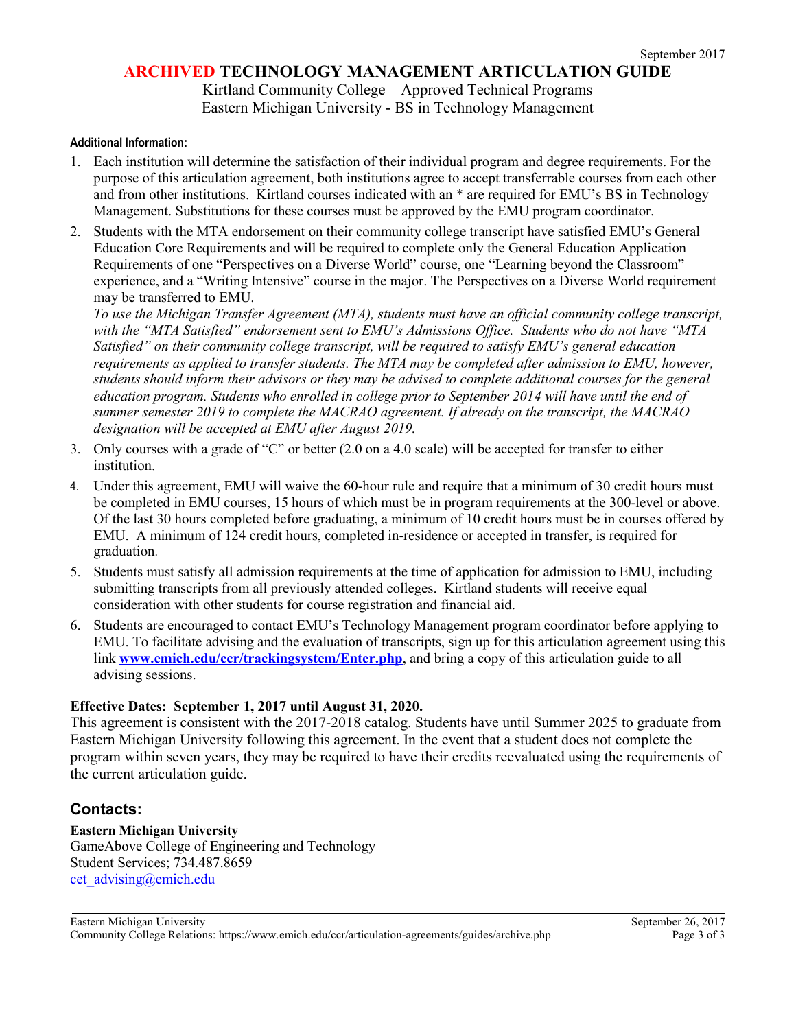September 2017

# ARCHIVED TECHNOLOGY MANAGEMENT ARTICULATION GUIDE

Kirtland Community College – Approved Technical Programs
Eastern Michigan University - BS in Technology Management

**Additional Information:**

1. Each institution will determine the satisfaction of their individual program and degree requirements. For the purpose of this articulation agreement, both institutions agree to accept transferrable courses from each other and from other institutions. Kirtland courses indicated with an * are required for EMU's BS in Technology Management. Substitutions for these courses must be approved by the EMU program coordinator.
2. Students with the MTA endorsement on their community college transcript have satisfied EMU's General Education Core Requirements and will be required to complete only the General Education Application Requirements of one "Perspectives on a Diverse World" course, one "Learning beyond the Classroom" experience, and a "Writing Intensive" course in the major. The Perspectives on a Diverse World requirement may be transferred to EMU.
   *To use the Michigan Transfer Agreement (MTA), students must have an official community college transcript, with the "MTA Satisfied" endorsement sent to EMU's Admissions Office. Students who do not have "MTA Satisfied" on their community college transcript, will be required to satisfy EMU's general education requirements as applied to transfer students. The MTA may be completed after admission to EMU, however, students should inform their advisors or they may be advised to complete additional courses for the general education program. Students who enrolled in college prior to September 2014 will have until the end of summer semester 2019 to complete the MACRAO agreement. If already on the transcript, the MACRAO designation will be accepted at EMU after August 2019.*
3. Only courses with a grade of "C" or better (2.0 on a 4.0 scale) will be accepted for transfer to either institution.
4. Under this agreement, EMU will waive the 60-hour rule and require that a minimum of 30 credit hours must be completed in EMU courses, 15 hours of which must be in program requirements at the 300-level or above. Of the last 30 hours completed before graduating, a minimum of 10 credit hours must be in courses offered by EMU. A minimum of 124 credit hours, completed in-residence or accepted in transfer, is required for graduation.
5. Students must satisfy all admission requirements at the time of application for admission to EMU, including submitting transcripts from all previously attended colleges. Kirtland students will receive equal consideration with other students for course registration and financial aid.
6. Students are encouraged to contact EMU's Technology Management program coordinator before applying to EMU. To facilitate advising and the evaluation of transcripts, sign up for this articulation agreement using this link **www.emich.edu/ccr/trackingsystem/Enter.php**, and bring a copy of this articulation guide to all advising sessions.

**Effective Dates: September 1, 2017 until August 31, 2020.**

This agreement is consistent with the 2017-2018 catalog. Students have until Summer 2025 to graduate from Eastern Michigan University following this agreement. In the event that a student does not complete the program within seven years, they may be required to have their credits reevaluated using the requirements of the current articulation guide.

## Contacts:

**Eastern Michigan University**
GameAbove College of Engineering and Technology
Student Services; 734.487.8659
cet_advising@emich.edu